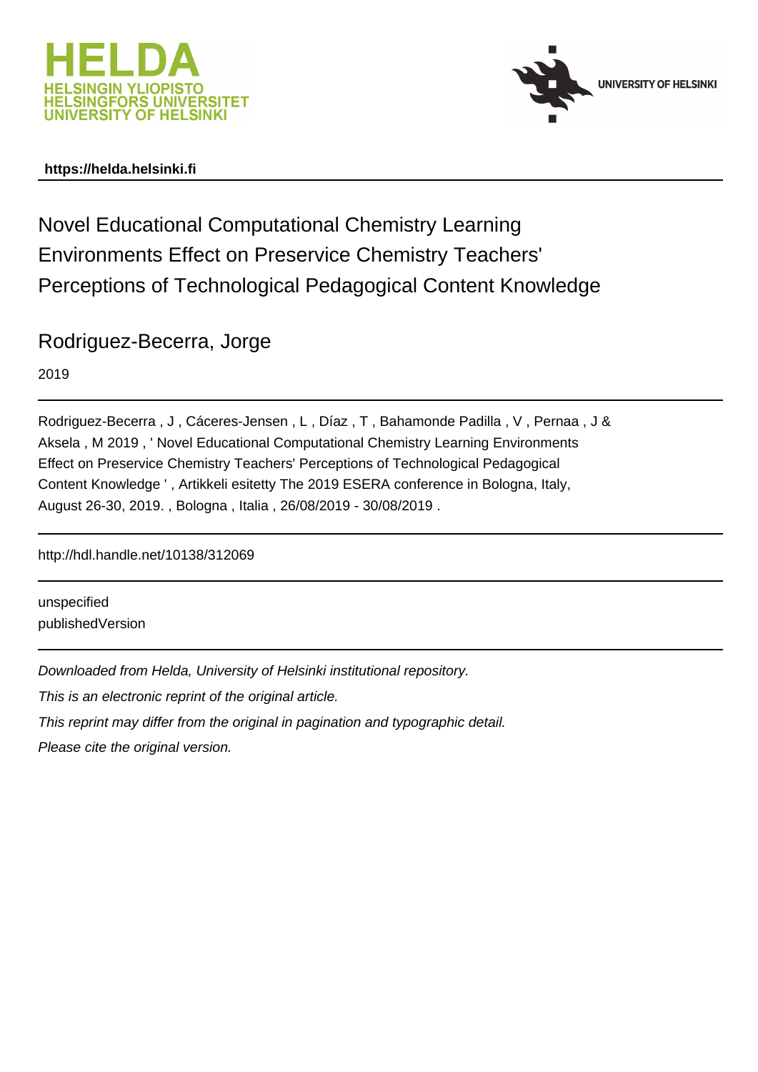**https://helda.helsinki.fi**

# Novel Educational Computational Chemistry Learning Environments Effect on Preservice Chemistry Teachers' Perceptions of Technological Pedagogical Content Knowledge

## Rodriguez-Becerra, Jorge

2019

Rodriguez-Becerra , J , Cáceres-Jensen , L , Díaz , T , Bahamonde Padilla , V , Pernaa , J & Aksela , M 2019 , ' Novel Educational Computational Chemistry Learning Environments Effect on Preservice Chemistry Teachers' Perceptions of Technological Pedagogical Content Knowledge ' , Artikkeli esitetty The 2019 ESERA conference in Bologna, Italy, August 26-30, 2019. , Bologna , Italia , 26/08/2019 - 30/08/2019 .

http://hdl.handle.net/10138/312069

unspecified
publishedVersion

*Downloaded from Helda, University of Helsinki institutional repository.*
*This is an electronic reprint of the original article.*
*This reprint may differ from the original in pagination and typographic detail.*
*Please cite the original version.*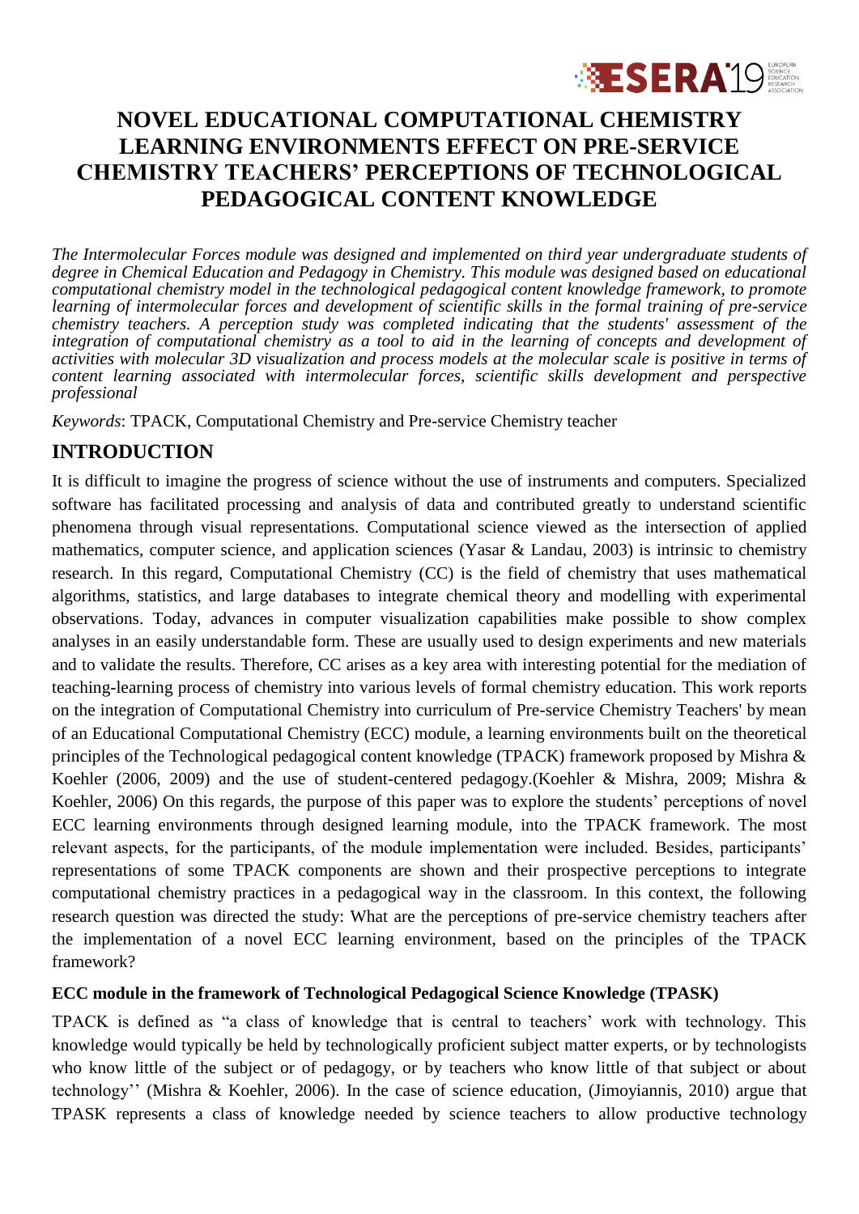# NOVEL EDUCATIONAL COMPUTATIONAL CHEMISTRY LEARNING ENVIRONMENTS EFFECT ON PRE-SERVICE CHEMISTRY TEACHERS' PERCEPTIONS OF TECHNOLOGICAL PEDAGOGICAL CONTENT KNOWLEDGE

*The Intermolecular Forces module was designed and implemented on third year undergraduate students of degree in Chemical Education and Pedagogy in Chemistry. This module was designed based on educational computational chemistry model in the technological pedagogical content knowledge framework, to promote learning of intermolecular forces and development of scientific skills in the formal training of pre-service chemistry teachers. A perception study was completed indicating that the students' assessment of the integration of computational chemistry as a tool to aid in the learning of concepts and development of activities with molecular 3D visualization and process models at the molecular scale is positive in terms of content learning associated with intermolecular forces, scientific skills development and perspective professional*

*Keywords*: TPACK, Computational Chemistry and Pre-service Chemistry teacher

## INTRODUCTION

It is difficult to imagine the progress of science without the use of instruments and computers. Specialized software has facilitated processing and analysis of data and contributed greatly to understand scientific phenomena through visual representations. Computational science viewed as the intersection of applied mathematics, computer science, and application sciences (Yasar & Landau, 2003) is intrinsic to chemistry research. In this regard, Computational Chemistry (CC) is the field of chemistry that uses mathematical algorithms, statistics, and large databases to integrate chemical theory and modelling with experimental observations. Today, advances in computer visualization capabilities make possible to show complex analyses in an easily understandable form. These are usually used to design experiments and new materials and to validate the results. Therefore, CC arises as a key area with interesting potential for the mediation of teaching-learning process of chemistry into various levels of formal chemistry education. This work reports on the integration of Computational Chemistry into curriculum of Pre-service Chemistry Teachers' by mean of an Educational Computational Chemistry (ECC) module, a learning environments built on the theoretical principles of the Technological pedagogical content knowledge (TPACK) framework proposed by Mishra & Koehler (2006, 2009) and the use of student-centered pedagogy.(Koehler & Mishra, 2009; Mishra & Koehler, 2006) On this regards, the purpose of this paper was to explore the students' perceptions of novel ECC learning environments through designed learning module, into the TPACK framework. The most relevant aspects, for the participants, of the module implementation were included. Besides, participants' representations of some TPACK components are shown and their prospective perceptions to integrate computational chemistry practices in a pedagogical way in the classroom. In this context, the following research question was directed the study: What are the perceptions of pre-service chemistry teachers after the implementation of a novel ECC learning environment, based on the principles of the TPACK framework?

### ECC module in the framework of Technological Pedagogical Science Knowledge (TPASK)

TPACK is defined as "a class of knowledge that is central to teachers' work with technology. This knowledge would typically be held by technologically proficient subject matter experts, or by technologists who know little of the subject or of pedagogy, or by teachers who know little of that subject or about technology'' (Mishra & Koehler, 2006). In the case of science education, (Jimoyiannis, 2010) argue that TPASK represents a class of knowledge needed by science teachers to allow productive technology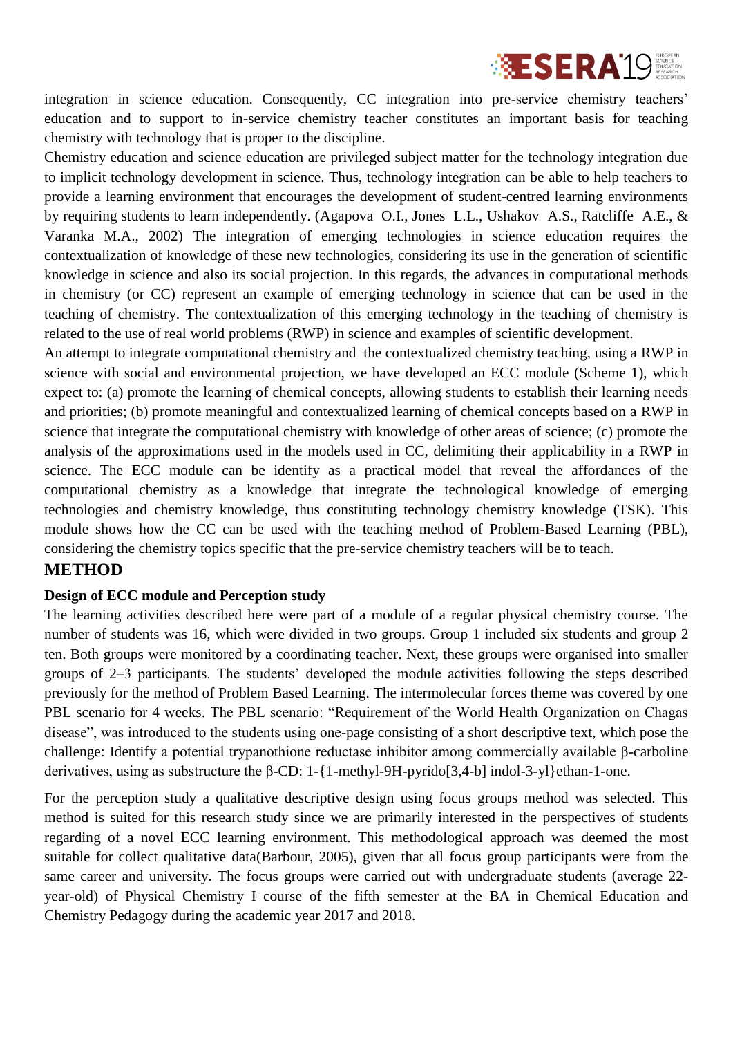integration in science education. Consequently, CC integration into pre-service chemistry teachers' education and to support to in-service chemistry teacher constitutes an important basis for teaching chemistry with technology that is proper to the discipline.

Chemistry education and science education are privileged subject matter for the technology integration due to implicit technology development in science. Thus, technology integration can be able to help teachers to provide a learning environment that encourages the development of student-centred learning environments by requiring students to learn independently. (Agapova O.I., Jones L.L., Ushakov A.S., Ratcliffe A.E., & Varanka M.A., 2002) The integration of emerging technologies in science education requires the contextualization of knowledge of these new technologies, considering its use in the generation of scientific knowledge in science and also its social projection. In this regards, the advances in computational methods in chemistry (or CC) represent an example of emerging technology in science that can be used in the teaching of chemistry. The contextualization of this emerging technology in the teaching of chemistry is related to the use of real world problems (RWP) in science and examples of scientific development.

An attempt to integrate computational chemistry and the contextualized chemistry teaching, using a RWP in science with social and environmental projection, we have developed an ECC module (Scheme 1), which expect to: (a) promote the learning of chemical concepts, allowing students to establish their learning needs and priorities; (b) promote meaningful and contextualized learning of chemical concepts based on a RWP in science that integrate the computational chemistry with knowledge of other areas of science; (c) promote the analysis of the approximations used in the models used in CC, delimiting their applicability in a RWP in science. The ECC module can be identify as a practical model that reveal the affordances of the computational chemistry as a knowledge that integrate the technological knowledge of emerging technologies and chemistry knowledge, thus constituting technology chemistry knowledge (TSK). This module shows how the CC can be used with the teaching method of Problem-Based Learning (PBL), considering the chemistry topics specific that the pre-service chemistry teachers will be to teach.

## METHOD

### Design of ECC module and Perception study

The learning activities described here were part of a module of a regular physical chemistry course. The number of students was 16, which were divided in two groups. Group 1 included six students and group 2 ten. Both groups were monitored by a coordinating teacher. Next, these groups were organised into smaller groups of 2–3 participants. The students' developed the module activities following the steps described previously for the method of Problem Based Learning. The intermolecular forces theme was covered by one PBL scenario for 4 weeks. The PBL scenario: "Requirement of the World Health Organization on Chagas disease", was introduced to the students using one-page consisting of a short descriptive text, which pose the challenge: Identify a potential trypanothione reductase inhibitor among commercially available β-carboline derivatives, using as substructure the β-CD: 1-{1-methyl-9H-pyrido[3,4-b] indol-3-yl}ethan-1-one.

For the perception study a qualitative descriptive design using focus groups method was selected. This method is suited for this research study since we are primarily interested in the perspectives of students regarding of a novel ECC learning environment. This methodological approach was deemed the most suitable for collect qualitative data(Barbour, 2005), given that all focus group participants were from the same career and university. The focus groups were carried out with undergraduate students (average 22-year-old) of Physical Chemistry I course of the fifth semester at the BA in Chemical Education and Chemistry Pedagogy during the academic year 2017 and 2018.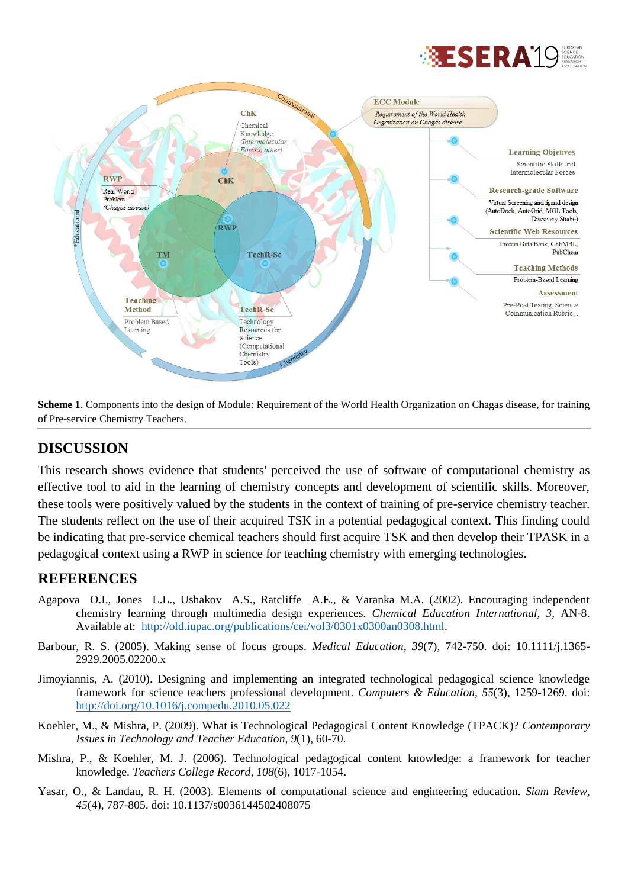ECC Module

*Requirement of the World Health Organization on Chagas disease*

ChK

Chemical Knowledge (Intermolecular Forces, other)

Computational

RWP

Real-World Problem (Chagas disease)

*Educational

ChK

RWP

TM

TechR-Sc

Teaching Method

Problem Based Learning

TechR-Sc

Technology Resources for Science (Computational Chemistry Tools)

Chemistry

Learning Objetives

Scientific Skills and Intermolecular Forces

Research-grade Software

Virtual Screening and ligand design (AutoDock, AutoGrid, MGL Tools, Discovery Studio)

Scientific Web Resources

Protein Data Bank, ChEMBL, PubChem

Teaching Methods

Problem-Based Learning

Assessment

Pre-Post Testing, Science Communication Rubric, .

**Scheme 1**. Components into the design of Module: Requirement of the World Health Organization on Chagas disease, for training of Pre-service Chemistry Teachers.

## DISCUSSION

This research shows evidence that students' perceived the use of software of computational chemistry as effective tool to aid in the learning of chemistry concepts and development of scientific skills. Moreover, these tools were positively valued by the students in the context of training of pre-service chemistry teacher. The students reflect on the use of their acquired TSK in a potential pedagogical context. This finding could be indicating that pre-service chemical teachers should first acquire TSK and then develop their TPASK in a pedagogical context using a RWP in science for teaching chemistry with emerging technologies.

## REFERENCES

Agapova O.I., Jones L.L., Ushakov A.S., Ratcliffe A.E., & Varanka M.A. (2002). Encouraging independent chemistry learning through multimedia design experiences. *Chemical Education International, 3*, AN-8. Available at: http://old.iupac.org/publications/cei/vol3/0301x0300an0308.html.

Barbour, R. S. (2005). Making sense of focus groups. *Medical Education, 39*(7), 742-750. doi: 10.1111/j.1365-2929.2005.02200.x

Jimoyiannis, A. (2010). Designing and implementing an integrated technological pedagogical science knowledge framework for science teachers professional development. *Computers & Education, 55*(3), 1259-1269. doi: http://doi.org/10.1016/j.compedu.2010.05.022

Koehler, M., & Mishra, P. (2009). What is Technological Pedagogical Content Knowledge (TPACK)? *Contemporary Issues in Technology and Teacher Education, 9*(1), 60-70.

Mishra, P., & Koehler, M. J. (2006). Technological pedagogical content knowledge: a framework for teacher knowledge. *Teachers College Record, 108*(6), 1017-1054.

Yasar, O., & Landau, R. H. (2003). Elements of computational science and engineering education. *Siam Review, 45*(4), 787-805. doi: 10.1137/s0036144502408075